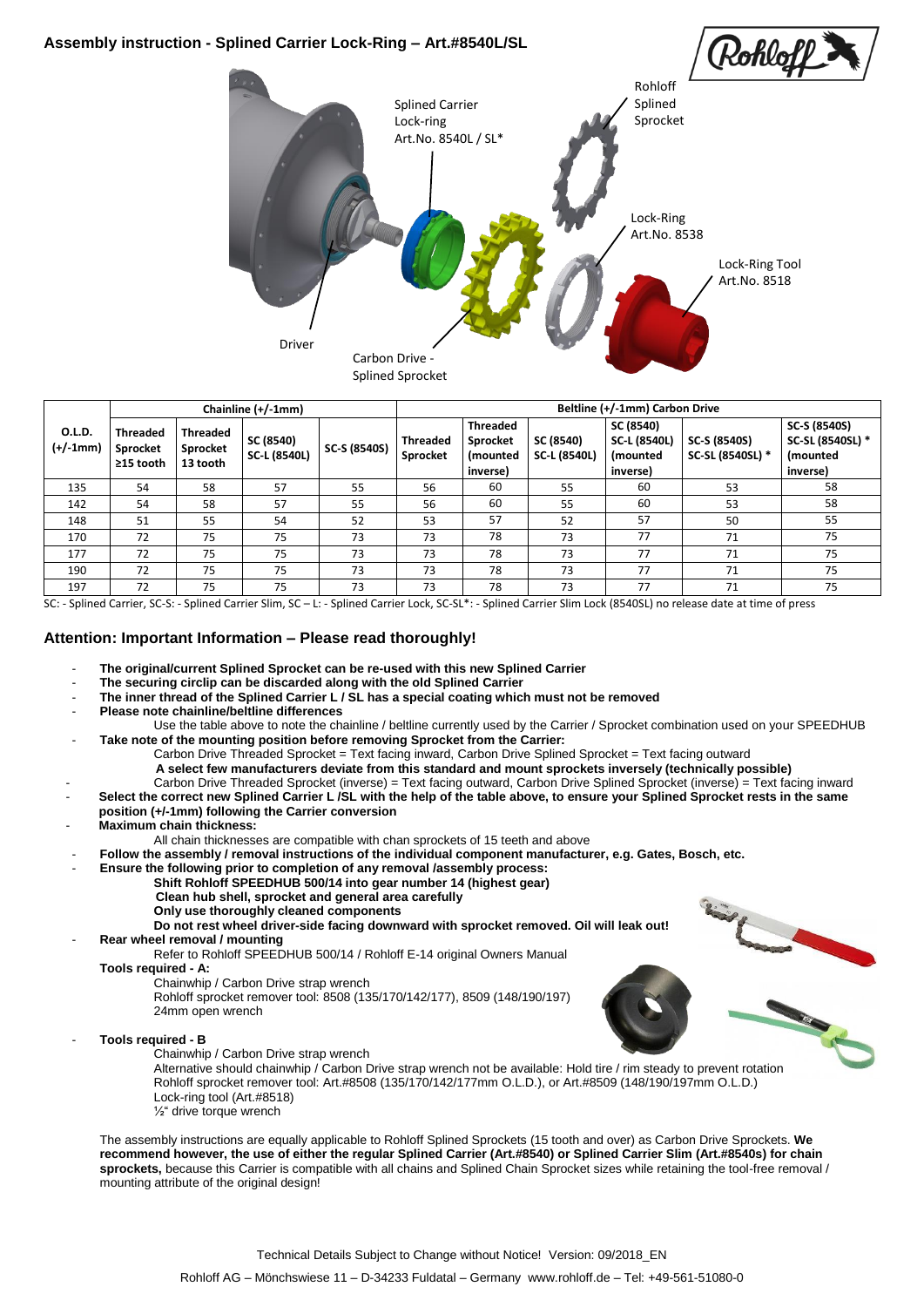## Assembly instruction - Splined Carrier Lock-Ring – Art.#8540L/SL

Splined Carrier Lock-ring Art.No. 8540L / SL*

Rohloff Splined Sprocket

Lock-Ring Art.No. 8538

Lock-Ring Tool Art.No. 8518

Driver

Carbon Drive - Splined Sprocket

| O.L.D. (+/-1mm) | Chainline (+/-1mm) | | | | Beltline (+/-1mm) Carbon Drive | | | | | |
|---|---|---|---|---|---|---|---|---|---|---|
| | Threaded Sprocket ≥15 tooth | Threaded Sprocket 13 tooth | SC (8540) SC-L (8540L) | SC-S (8540S) | Threaded Sprocket | Threaded Sprocket (mounted inverse) | SC (8540) SC-L (8540L) | SC (8540) SC-L (8540L) (mounted inverse) | SC-S (8540S) SC-SL (8540SL) * | SC-S (8540S) SC-SL (8540SL) * (mounted inverse) |
| 135 | 54 | 58 | 57 | 55 | 56 | 60 | 55 | 60 | 53 | 58 |
| 142 | 54 | 58 | 57 | 55 | 56 | 60 | 55 | 60 | 53 | 58 |
| 148 | 51 | 55 | 54 | 52 | 53 | 57 | 52 | 57 | 50 | 55 |
| 170 | 72 | 75 | 75 | 73 | 73 | 78 | 73 | 77 | 71 | 75 |
| 177 | 72 | 75 | 75 | 73 | 73 | 78 | 73 | 77 | 71 | 75 |
| 190 | 72 | 75 | 75 | 73 | 73 | 78 | 73 | 77 | 71 | 75 |
| 197 | 72 | 75 | 75 | 73 | 73 | 78 | 73 | 77 | 71 | 75 |

SC: - Splined Carrier, SC-S: - Splined Carrier Slim, SC – L: - Splined Carrier Lock, SC-SL*: - Splined Carrier Slim Lock (8540SL) no release date at time of press

### Attention: Important Information – Please read thoroughly!

- **The original/current Splined Sprocket can be re-used with this new Splined Carrier**
- **The securing circlip can be discarded along with the old Splined Carrier**
- **The inner thread of the Splined Carrier L / SL has a special coating which must not be removed**
- **Please note chainline/beltline differences**
  Use the table above to note the chainline / beltline currently used by the Carrier / Sprocket combination used on your SPEEDHUB
- **Take note of the mounting position before removing Sprocket from the Carrier:**
  Carbon Drive Threaded Sprocket = Text facing inward, Carbon Drive Splined Sprocket = Text facing outward
  **A select few manufacturers deviate from this standard and mount sprockets inversely (technically possible)**
- Carbon Drive Threaded Sprocket (inverse) = Text facing outward, Carbon Drive Splined Sprocket (inverse) = Text facing inward
- **Select the correct new Splined Carrier L /SL with the help of the table above, to ensure your Splined Sprocket rests in the same position (+/-1mm) following the Carrier conversion**
- **Maximum chain thickness:**
  All chain thicknesses are compatible with chan sprockets of 15 teeth and above
- **Follow the assembly / removal instructions of the individual component manufacturer, e.g. Gates, Bosch, etc.**
- **Ensure the following prior to completion of any removal /assembly process:**
  **Shift Rohloff SPEEDHUB 500/14 into gear number 14 (highest gear)**
  **Clean hub shell, sprocket and general area carefully**
  **Only use thoroughly cleaned components**
  **Do not rest wheel driver-side facing downward with sprocket removed. Oil will leak out!**
- **Rear wheel removal / mounting**
  Refer to Rohloff SPEEDHUB 500/14 / Rohloff E-14 original Owners Manual

**Tools required - A:**

Chainwhip / Carbon Drive strap wrench
Rohloff sprocket remover tool: 8508 (135/170/142/177), 8509 (148/190/197)
24mm open wrench

- **Tools required - B**
  Chainwhip / Carbon Drive strap wrench
  Alternative should chainwhip / Carbon Drive strap wrench not be available: Hold tire / rim steady to prevent rotation
  Rohloff sprocket remover tool: Art.#8508 (135/170/142/177mm O.L.D.), or Art.#8509 (148/190/197mm O.L.D.)
  Lock-ring tool (Art.#8518)
  ½" drive torque wrench

The assembly instructions are equally applicable to Rohloff Splined Sprockets (15 tooth and over) as Carbon Drive Sprockets. **We recommend however, the use of either the regular Splined Carrier (Art.#8540) or Splined Carrier Slim (Art.#8540s) for chain sprockets,** because this Carrier is compatible with all chains and Splined Chain Sprocket sizes while retaining the tool-free removal / mounting attribute of the original design!

Technical Details Subject to Change without Notice! Version: 09/2018_EN

Rohloff AG – Mönchswiese 11 – D-34233 Fuldatal – Germany www.rohloff.de – Tel: +49-561-51080-0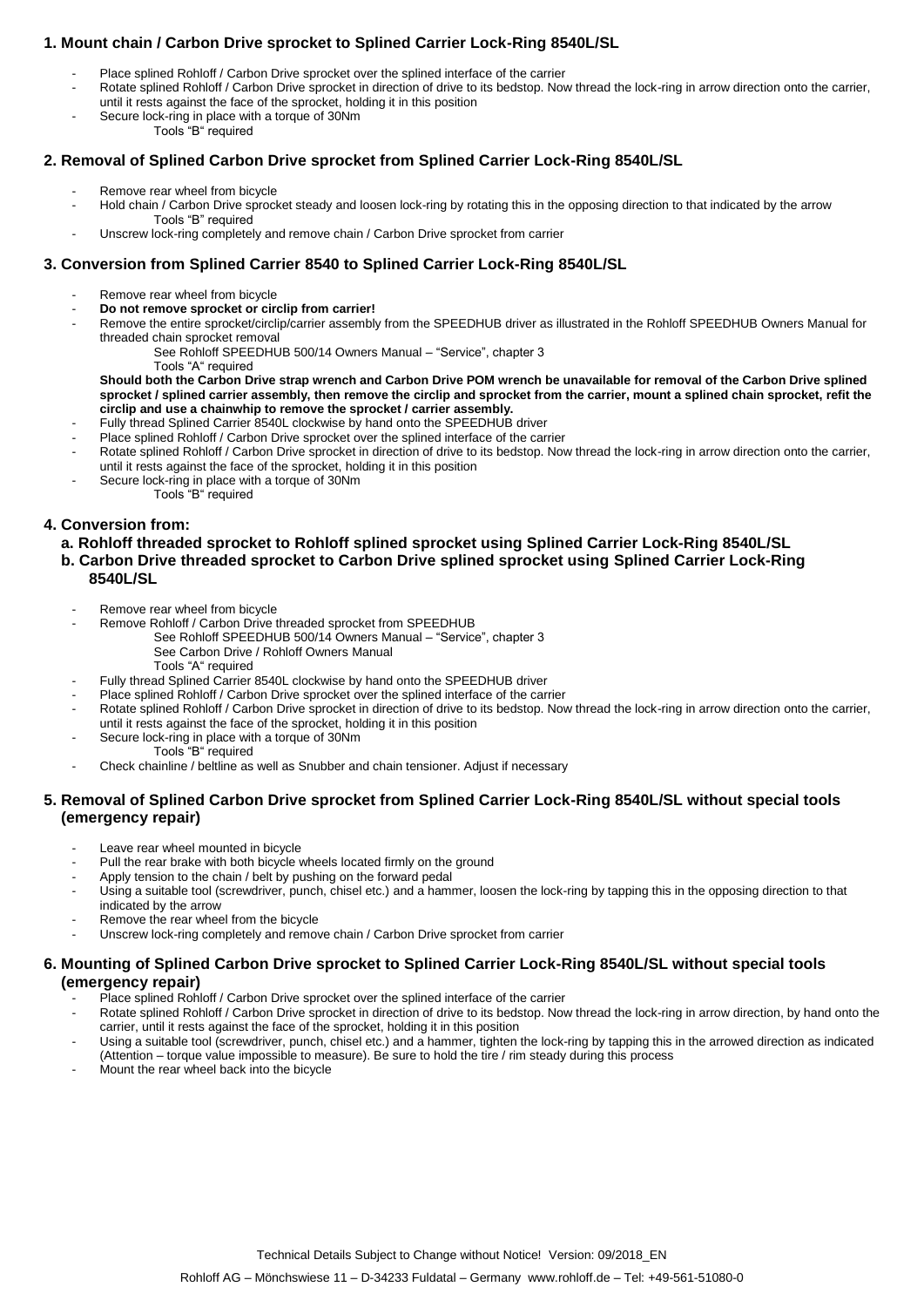## 1. Mount chain / Carbon Drive sprocket to Splined Carrier Lock-Ring 8540L/SL

- Place splined Rohloff / Carbon Drive sprocket over the splined interface of the carrier
- Rotate splined Rohloff / Carbon Drive sprocket in direction of drive to its bedstop. Now thread the lock-ring in arrow direction onto the carrier, until it rests against the face of the sprocket, holding it in this position
- Secure lock-ring in place with a torque of 30Nm
  Tools "B" required

## 2. Removal of Splined Carbon Drive sprocket from Splined Carrier Lock-Ring 8540L/SL

- Remove rear wheel from bicycle
- Hold chain / Carbon Drive sprocket steady and loosen lock-ring by rotating this in the opposing direction to that indicated by the arrow
  Tools "B" required
- Unscrew lock-ring completely and remove chain / Carbon Drive sprocket from carrier

## 3. Conversion from Splined Carrier 8540 to Splined Carrier Lock-Ring 8540L/SL

- Remove rear wheel from bicycle
- **Do not remove sprocket or circlip from carrier!**
- Remove the entire sprocket/circlip/carrier assembly from the SPEEDHUB driver as illustrated in the Rohloff SPEEDHUB Owners Manual for threaded chain sprocket removal
  See Rohloff SPEEDHUB 500/14 Owners Manual – "Service", chapter 3
  Tools "A" required

  **Should both the Carbon Drive strap wrench and Carbon Drive POM wrench be unavailable for removal of the Carbon Drive splined sprocket / splined carrier assembly, then remove the circlip and sprocket from the carrier, mount a splined chain sprocket, refit the circlip and use a chainwhip to remove the sprocket / carrier assembly.**
- Fully thread Splined Carrier 8540L clockwise by hand onto the SPEEDHUB driver
- Place splined Rohloff / Carbon Drive sprocket over the splined interface of the carrier
- Rotate splined Rohloff / Carbon Drive sprocket in direction of drive to its bedstop. Now thread the lock-ring in arrow direction onto the carrier, until it rests against the face of the sprocket, holding it in this position
- Secure lock-ring in place with a torque of 30Nm
  Tools "B" required

## 4. Conversion from:

### a. Rohloff threaded sprocket to Rohloff splined sprocket using Splined Carrier Lock-Ring 8540L/SL
### b. Carbon Drive threaded sprocket to Carbon Drive splined sprocket using Splined Carrier Lock-Ring 8540L/SL

- Remove rear wheel from bicycle
- Remove Rohloff / Carbon Drive threaded sprocket from SPEEDHUB
  See Rohloff SPEEDHUB 500/14 Owners Manual – "Service", chapter 3
  See Carbon Drive / Rohloff Owners Manual
  Tools "A" required
- Fully thread Splined Carrier 8540L clockwise by hand onto the SPEEDHUB driver
- Place splined Rohloff / Carbon Drive sprocket over the splined interface of the carrier
- Rotate splined Rohloff / Carbon Drive sprocket in direction of drive to its bedstop. Now thread the lock-ring in arrow direction onto the carrier, until it rests against the face of the sprocket, holding it in this position
- Secure lock-ring in place with a torque of 30Nm
  Tools "B" required
- Check chainline / beltline as well as Snubber and chain tensioner. Adjust if necessary

## 5. Removal of Splined Carbon Drive sprocket from Splined Carrier Lock-Ring 8540L/SL without special tools (emergency repair)

- Leave rear wheel mounted in bicycle
- Pull the rear brake with both bicycle wheels located firmly on the ground
- Apply tension to the chain / belt by pushing on the forward pedal
- Using a suitable tool (screwdriver, punch, chisel etc.) and a hammer, loosen the lock-ring by tapping this in the opposing direction to that indicated by the arrow
- Remove the rear wheel from the bicycle
- Unscrew lock-ring completely and remove chain / Carbon Drive sprocket from carrier

## 6. Mounting of Splined Carbon Drive sprocket to Splined Carrier Lock-Ring 8540L/SL without special tools (emergency repair)

- Place splined Rohloff / Carbon Drive sprocket over the splined interface of the carrier
- Rotate splined Rohloff / Carbon Drive sprocket in direction of drive to its bedstop. Now thread the lock-ring in arrow direction, by hand onto the carrier, until it rests against the face of the sprocket, holding it in this position
- Using a suitable tool (screwdriver, punch, chisel etc.) and a hammer, tighten the lock-ring by tapping this in the arrowed direction as indicated (Attention – torque value impossible to measure). Be sure to hold the tire / rim steady during this process
- Mount the rear wheel back into the bicycle

Technical Details Subject to Change without Notice! Version: 09/2018_EN

Rohloff AG – Mönchswiese 11 – D-34233 Fuldatal – Germany www.rohloff.de – Tel: +49-561-51080-0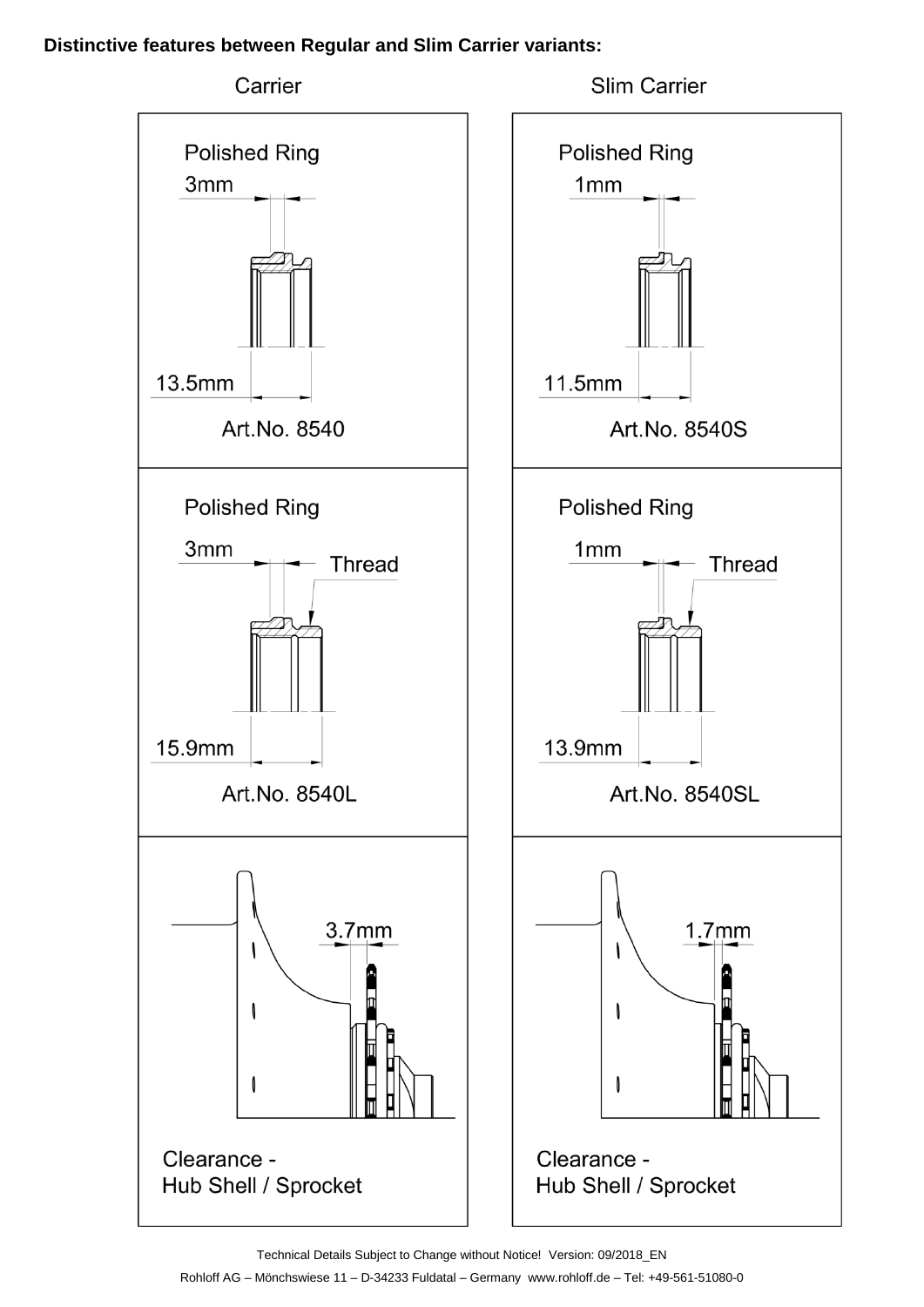**Distinctive features between Regular and Slim Carrier variants:**

| Carrier | Slim Carrier |
|---|---|
| Polished Ring 3mm, 13.5mm — Art.No. 8540 | Polished Ring 1mm, 11.5mm — Art.No. 8540S |
| Polished Ring 3mm, Thread, 15.9mm — Art.No. 8540L | Polished Ring 1mm, Thread, 13.9mm — Art.No. 8540SL |
| 3.7mm — Clearance - Hub Shell / Sprocket | 1.7mm — Clearance - Hub Shell / Sprocket |

Technical Details Subject to Change without Notice! Version: 09/2018_EN

Rohloff AG – Mönchswiese 11 – D-34233 Fuldatal – Germany www.rohloff.de – Tel: +49-561-51080-0